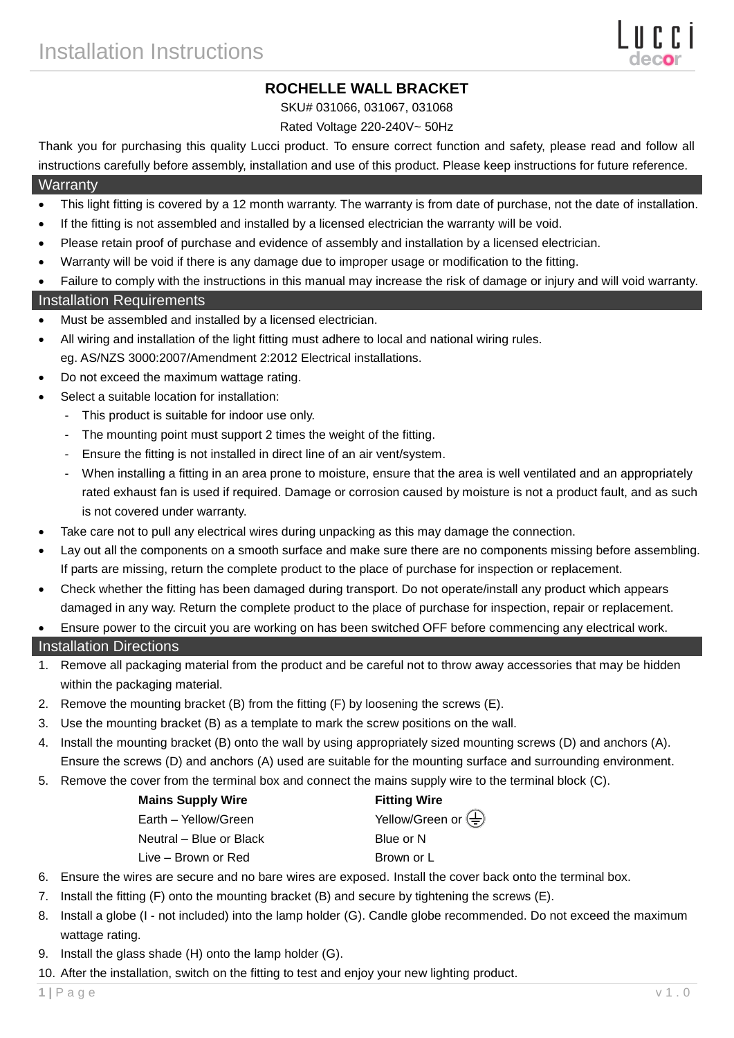# Installation Instructions

## ROCHELLE WALL BRACKET

SKU# 031066, 031067, 031068

Rated Voltage 220-240V~ 50Hz

Thank you for purchasing this quality Lucci product. To ensure correct function and safety, please read and follow all instructions carefully before assembly, installation and use of this product. Please keep instructions for future reference.

## Warranty

- This light fitting is covered by a 12 month warranty. The warranty is from date of purchase, not the date of installation.
- If the fitting is not assembled and installed by a licensed electrician the warranty will be void.
- Please retain proof of purchase and evidence of assembly and installation by a licensed electrician.
- Warranty will be void if there is any damage due to improper usage or modification to the fitting.
- Failure to comply with the instructions in this manual may increase the risk of damage or injury and will void warranty.

## Installation Requirements

- Must be assembled and installed by a licensed electrician.
- All wiring and installation of the light fitting must adhere to local and national wiring rules. eg. AS/NZS 3000:2007/Amendment 2:2012 Electrical installations.
- Do not exceed the maximum wattage rating.
- Select a suitable location for installation:
  - This product is suitable for indoor use only.
  - The mounting point must support 2 times the weight of the fitting.
  - Ensure the fitting is not installed in direct line of an air vent/system.
  - When installing a fitting in an area prone to moisture, ensure that the area is well ventilated and an appropriately rated exhaust fan is used if required. Damage or corrosion caused by moisture is not a product fault, and as such is not covered under warranty.
- Take care not to pull any electrical wires during unpacking as this may damage the connection.
- Lay out all the components on a smooth surface and make sure there are no components missing before assembling. If parts are missing, return the complete product to the place of purchase for inspection or replacement.
- Check whether the fitting has been damaged during transport. Do not operate/install any product which appears damaged in any way. Return the complete product to the place of purchase for inspection, repair or replacement.
- Ensure power to the circuit you are working on has been switched OFF before commencing any electrical work.

## Installation Directions

1. Remove all packaging material from the product and be careful not to throw away accessories that may be hidden within the packaging material.
2. Remove the mounting bracket (B) from the fitting (F) by loosening the screws (E).
3. Use the mounting bracket (B) as a template to mark the screw positions on the wall.
4. Install the mounting bracket (B) onto the wall by using appropriately sized mounting screws (D) and anchors (A). Ensure the screws (D) and anchors (A) used are suitable for the mounting surface and surrounding environment.
5. Remove the cover from the terminal box and connect the mains supply wire to the terminal block (C).

| Mains Supply Wire | Fitting Wire |
|---|---|
| Earth – Yellow/Green | Yellow/Green or ⏚ |
| Neutral – Blue or Black | Blue or N |
| Live – Brown or Red | Brown or L |

6. Ensure the wires are secure and no bare wires are exposed. Install the cover back onto the terminal box.
7. Install the fitting (F) onto the mounting bracket (B) and secure by tightening the screws (E).
8. Install a globe (I - not included) into the lamp holder (G). Candle globe recommended. Do not exceed the maximum wattage rating.
9. Install the glass shade (H) onto the lamp holder (G).
10. After the installation, switch on the fitting to test and enjoy your new lighting product.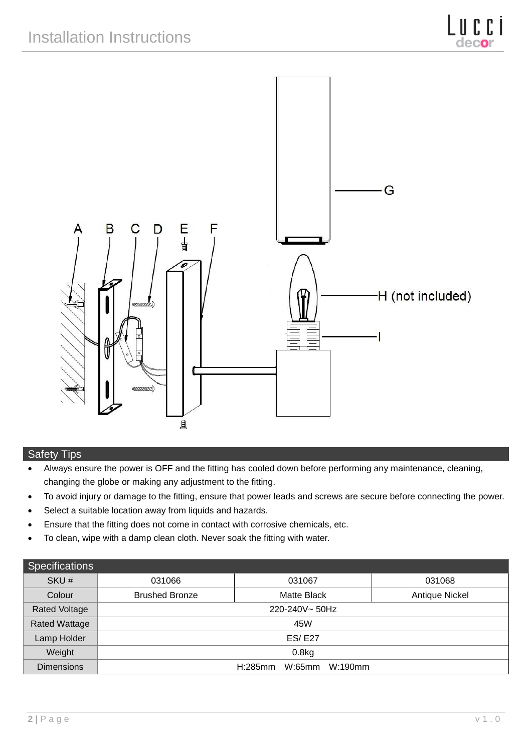# Installation Instructions

A B C D E F

G

H (not included)

I

## Safety Tips

- Always ensure the power is OFF and the fitting has cooled down before performing any maintenance, cleaning, changing the globe or making any adjustment to the fitting.
- To avoid injury or damage to the fitting, ensure that power leads and screws are secure before connecting the power.
- Select a suitable location away from liquids and hazards.
- Ensure that the fitting does not come in contact with corrosive chemicals, etc.
- To clean, wipe with a damp clean cloth. Never soak the fitting with water.

## Specifications

| SKU # | 031066 | 031067 | 031068 |
|---|---|---|---|
| Colour | Brushed Bronze | Matte Black | Antique Nickel |
| Rated Voltage | 220-240V~ 50Hz | | |
| Rated Wattage | 45W | | |
| Lamp Holder | ES/ E27 | | |
| Weight | 0.8kg | | |
| Dimensions | H:285mm W:65mm W:190mm | | |